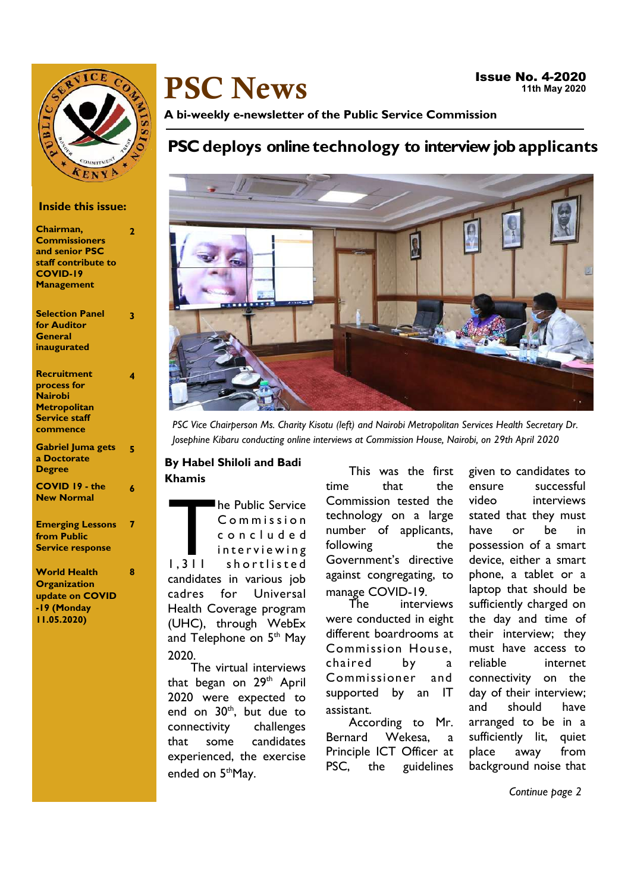# PSC News

**Issue No. 4-2020**
**11th May 2020**

**A bi-weekly e-newsletter of the Public Service Commission**

**Inside this issue:**

| | |
|---|---|
| **Chairman, Commissioners and senior PSC staff contribute to COVID-19 Management** | **2** |
| **Selection Panel for Auditor General inaugurated** | **3** |
| **Recruitment process for Nairobi Metropolitan Service staff commence** | **4** |
| **Gabriel Juma gets a Doctorate Degree** | **5** |
| **COVID 19 - the New Normal** | **6** |
| **Emerging Lessons from Public Service response** | **7** |
| **World Health Organization update on COVID -19 (Monday 11.05.2020)** | **8** |

## PSC deploys online technology to interview job applicants

*PSC Vice Chairperson Ms. Charity Kisotu (left) and Nairobi Metropolitan Services Health Secretary Dr. Josephine Kibaru conducting online interviews at Commission House, Nairobi, on 29th April 2020*

**By Habel Shiloli and Badi Khamis**

The Public Service Commission concluded interviewing 1,311 shortlisted candidates in various job cadres for Universal Health Coverage program (UHC), through WebEx and Telephone on 5th May 2020.

The virtual interviews that began on 29th April 2020 were expected to end on 30th, but due to connectivity challenges that some candidates experienced, the exercise ended on 5th May.

This was the first time that the Commission tested the technology on a large number of applicants, following the Government's directive against congregating, to manage COVID-19.

The interviews were conducted in eight different boardrooms at Commission House, chaired by a Commissioner and supported by an IT assistant.

According to Mr. Bernard Wekesa, a Principle ICT Officer at PSC, the guidelines given to candidates to ensure successful video interviews stated that they must have or be in possession of a smart device, either a smart phone, a tablet or a laptop that should be sufficiently charged on the day and time of their interview; they must have access to reliable internet connectivity on the day of their interview; and should have arranged to be in a sufficiently lit, quiet place away from background noise that

*Continue page 2*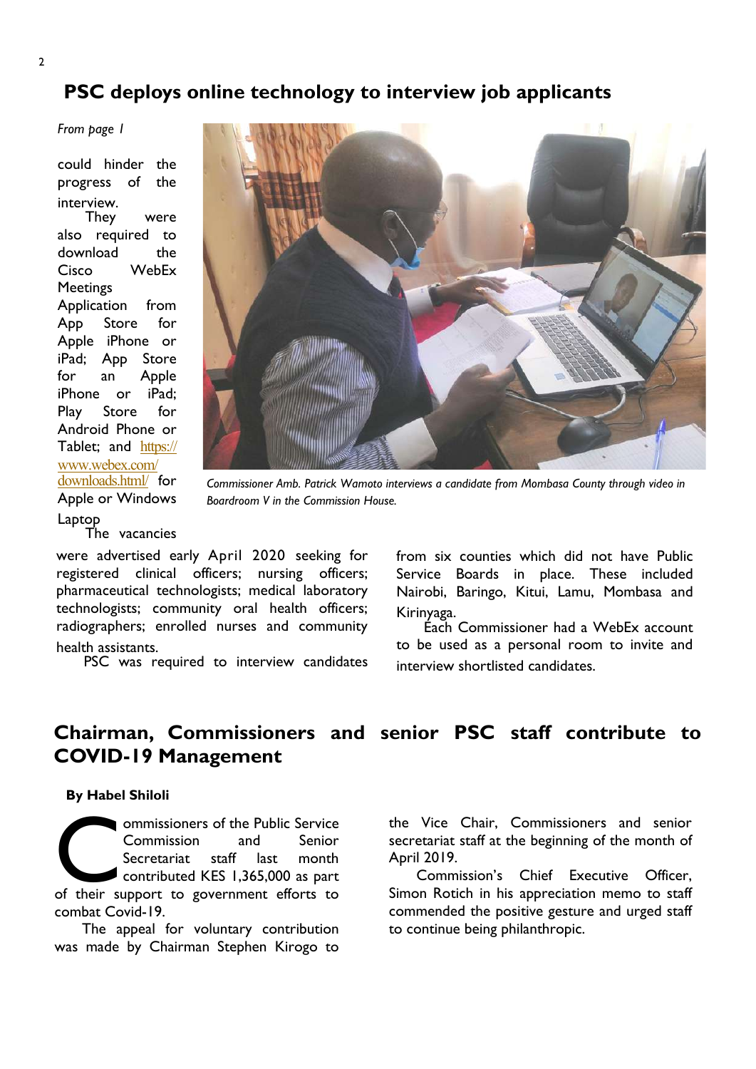## PSC deploys online technology to interview job applicants

*From page 1*

could hinder the progress of the interview.

They were also required to download the Cisco WebEx Meetings Application from App Store for Apple iPhone or iPad; App Store for an Apple iPhone or iPad; Play Store for Android Phone or Tablet; and [https://www.webex.com/downloads.html/](https://www.webex.com/downloads.html/) for Apple or Windows Laptop

*Commissioner Amb. Patrick Wamoto interviews a candidate from Mombasa County through video in Boardroom V in the Commission House.*

The vacancies were advertised early April 2020 seeking for registered clinical officers; nursing officers; pharmaceutical technologists; medical laboratory technologists; community oral health officers; radiographers; enrolled nurses and community health assistants.

PSC was required to interview candidates from six counties which did not have Public Service Boards in place. These included Nairobi, Baringo, Kitui, Lamu, Mombasa and Kirinyaga.

Each Commissioner had a WebEx account to be used as a personal room to invite and interview shortlisted candidates.

## Chairman, Commissioners and senior PSC staff contribute to COVID-19 Management

**By Habel Shiloli**

Commissioners of the Public Service Commission and Senior Secretariat staff last month contributed KES 1,365,000 as part of their support to government efforts to combat Covid-19.

The appeal for voluntary contribution was made by Chairman Stephen Kirogo to the Vice Chair, Commissioners and senior secretariat staff at the beginning of the month of April 2019.

Commission's Chief Executive Officer, Simon Rotich in his appreciation memo to staff commended the positive gesture and urged staff to continue being philanthropic.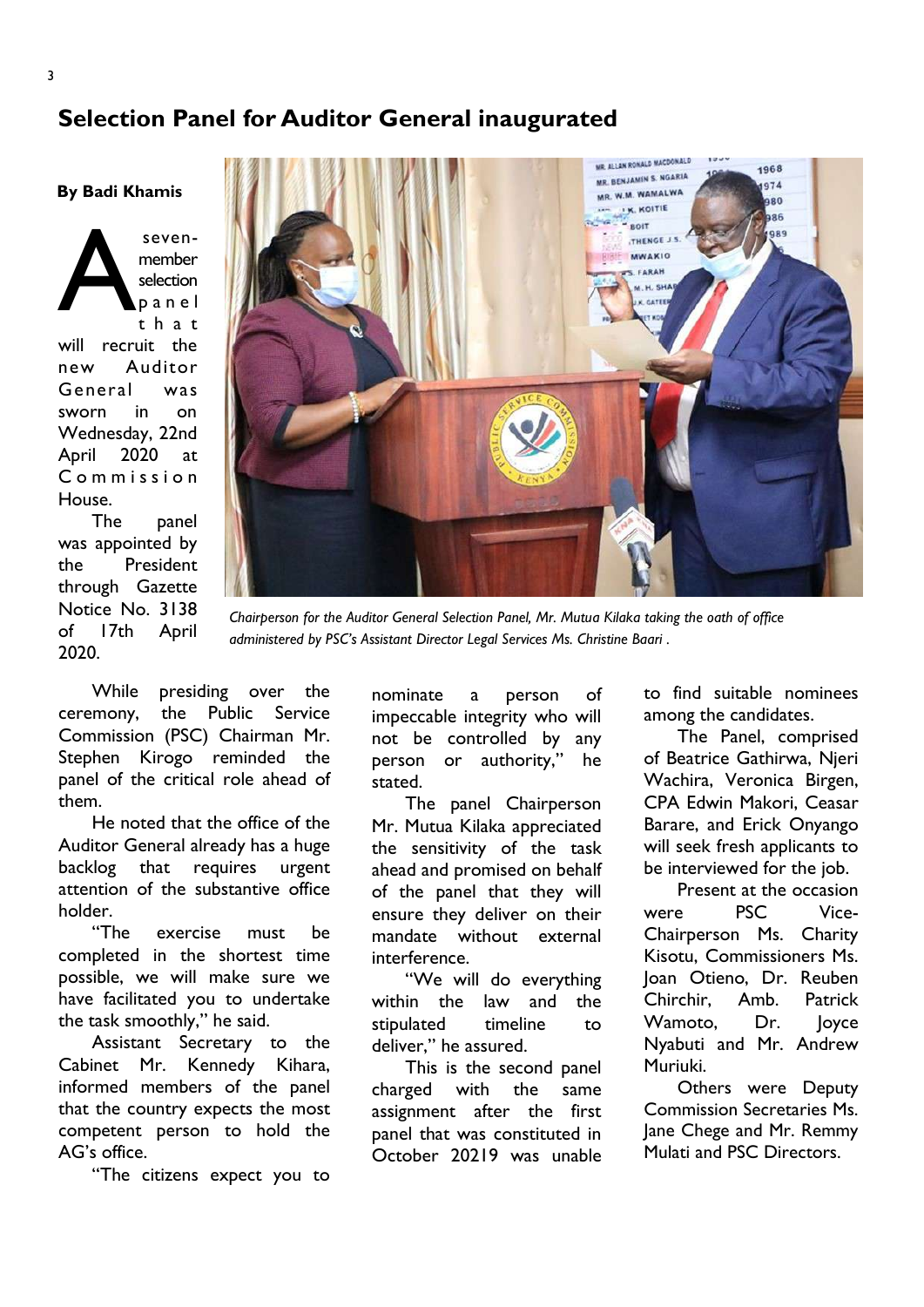## Selection Panel for Auditor General inaugurated

**By Badi Khamis**

A seven-member selection panel that will recruit the new Auditor General was sworn in on Wednesday, 22nd April 2020 at Commission House.

The panel was appointed by the President through Gazette Notice No. 3138 of 17th April 2020.

*Chairperson for the Auditor General Selection Panel, Mr. Mutua Kilaka taking the oath of office administered by PSC's Assistant Director Legal Services Ms. Christine Baari .*

While presiding over the ceremony, the Public Service Commission (PSC) Chairman Mr. Stephen Kirogo reminded the panel of the critical role ahead of them.

He noted that the office of the Auditor General already has a huge backlog that requires urgent attention of the substantive office holder.

"The exercise must be completed in the shortest time possible, we will make sure we have facilitated you to undertake the task smoothly," he said.

Assistant Secretary to the Cabinet Mr. Kennedy Kihara, informed members of the panel that the country expects the most competent person to hold the AG's office.

"The citizens expect you to nominate a person of impeccable integrity who will not be controlled by any person or authority," he stated.

The panel Chairperson Mr. Mutua Kilaka appreciated the sensitivity of the task ahead and promised on behalf of the panel that they will ensure they deliver on their mandate without external interference.

"We will do everything within the law and the stipulated timeline to deliver," he assured.

This is the second panel charged with the same assignment after the first panel that was constituted in October 20219 was unable to find suitable nominees among the candidates.

The Panel, comprised of Beatrice Gathirwa, Njeri Wachira, Veronica Birgen, CPA Edwin Makori, Ceasar Barare, and Erick Onyango will seek fresh applicants to be interviewed for the job.

Present at the occasion were PSC Vice-Chairperson Ms. Charity Kisotu, Commissioners Ms. Joan Otieno, Dr. Reuben Chirchir, Amb. Patrick Wamoto, Dr. Joyce Nyabuti and Mr. Andrew Muriuki.

Others were Deputy Commission Secretaries Ms. Jane Chege and Mr. Remmy Mulati and PSC Directors.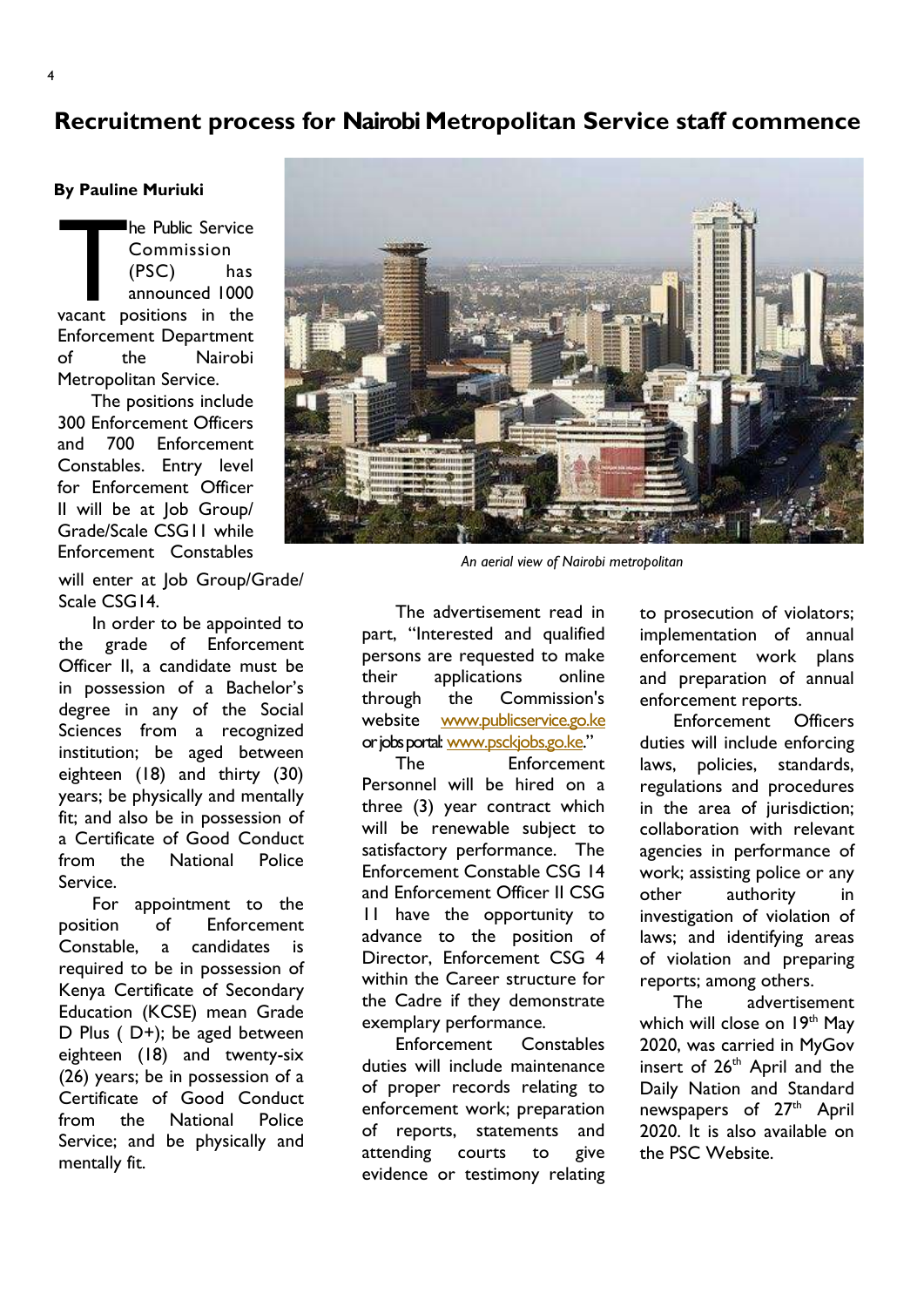# Recruitment process for Nairobi Metropolitan Service staff commence

**By Pauline Muriuki**

The Public Service Commission (PSC) has announced 1000 vacant positions in the Enforcement Department of the Nairobi Metropolitan Service.

The positions include 300 Enforcement Officers and 700 Enforcement Constables. Entry level for Enforcement Officer II will be at Job Group/ Grade/Scale CSG11 while Enforcement Constables will enter at Job Group/Grade/ Scale CSG14.

*An aerial view of Nairobi metropolitan*

In order to be appointed to the grade of Enforcement Officer II, a candidate must be in possession of a Bachelor's degree in any of the Social Sciences from a recognized institution; be aged between eighteen (18) and thirty (30) years; be physically and mentally fit; and also be in possession of a Certificate of Good Conduct from the National Police Service.

For appointment to the position of Enforcement Constable, a candidates is required to be in possession of Kenya Certificate of Secondary Education (KCSE) mean Grade D Plus ( D+); be aged between eighteen (18) and twenty-six (26) years; be in possession of a Certificate of Good Conduct from the National Police Service; and be physically and mentally fit.

The advertisement read in part, "Interested and qualified persons are requested to make their applications online through the Commission's website www.publicservice.go.ke or jobs portal: www.psckjobs.go.ke."

The Enforcement Personnel will be hired on a three (3) year contract which will be renewable subject to satisfactory performance. The Enforcement Constable CSG 14 and Enforcement Officer II CSG 11 have the opportunity to advance to the position of Director, Enforcement CSG 4 within the Career structure for the Cadre if they demonstrate exemplary performance.

Enforcement Constables duties will include maintenance of proper records relating to enforcement work; preparation of reports, statements and attending courts to give evidence or testimony relating to prosecution of violators; implementation of annual enforcement work plans and preparation of annual enforcement reports.

Enforcement Officers duties will include enforcing laws, policies, standards, regulations and procedures in the area of jurisdiction; collaboration with relevant agencies in performance of work; assisting police or any other authority in investigation of violation of laws; and identifying areas of violation and preparing reports; among others.

The advertisement which will close on 19th May 2020, was carried in MyGov insert of 26th April and the Daily Nation and Standard newspapers of 27th April 2020. It is also available on the PSC Website.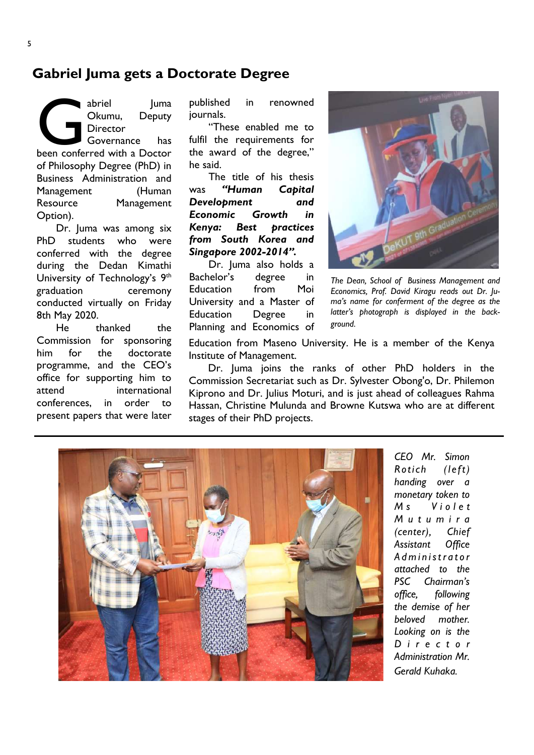## Gabriel Juma gets a Doctorate Degree

Gabriel Juma Okumu, Deputy Director Governance has been conferred with a Doctor of Philosophy Degree (PhD) in Business Administration and Management (Human Resource Management Option).

Dr. Juma was among six PhD students who were conferred with the degree during the Dedan Kimathi University of Technology's 9th graduation ceremony conducted virtually on Friday 8th May 2020.

He thanked the Commission for sponsoring him for the doctorate programme, and the CEO's office for supporting him to attend international conferences, in order to present papers that were later published in renowned journals.

"These enabled me to fulfil the requirements for the award of the degree," he said.

The title of his thesis was ***"Human Capital Development and Economic Growth in Kenya: Best practices from South Korea and Singapore 2002-2014".***

Dr. Juma also holds a Bachelor's degree in Education from Moi University and a Master of Education Degree in Planning and Economics of Education from Maseno University. He is a member of the Kenya Institute of Management.

*The Dean, School of Business Management and Economics, Prof. David Kiragu reads out Dr. Juma's name for conferment of the degree as the latter's photograph is displayed in the background.*

Dr. Juma joins the ranks of other PhD holders in the Commission Secretariat such as Dr. Sylvester Obong'o, Dr. Philemon Kiprono and Dr. Julius Moturi, and is just ahead of colleagues Rahma Hassan, Christine Mulunda and Browne Kutswa who are at different stages of their PhD projects.

---

*CEO Mr. Simon Rotich (left) handing over a monetary token to Ms Violet Mutumira (center), Chief Assistant Office Administrator attached to the PSC Chairman's office, following the demise of her beloved mother. Looking on is the Director Administration Mr. Gerald Kuhaka.*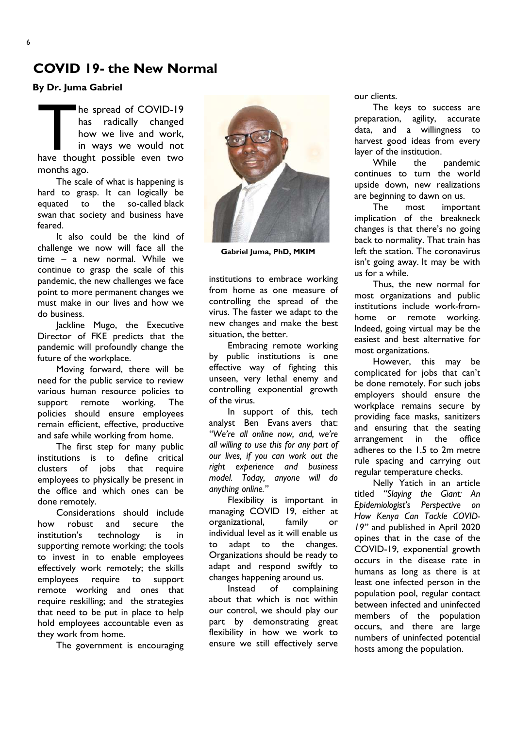# COVID 19- the New Normal

**By Dr. Juma Gabriel**

The spread of COVID-19 has radically changed how we live and work, in ways we would not have thought possible even two months ago.

The scale of what is happening is hard to grasp. It can logically be equated to the so-called black swan that society and business have feared.

It also could be the kind of challenge we now will face all the time – a new normal. While we continue to grasp the scale of this pandemic, the new challenges we face point to more permanent changes we must make in our lives and how we do business.

Jackline Mugo, the Executive Director of FKE predicts that the pandemic will profoundly change the future of the workplace.

Moving forward, there will be need for the public service to review various human resource policies to support remote working. The policies should ensure employees remain efficient, effective, productive and safe while working from home.

The first step for many public institutions is to define critical clusters of jobs that require employees to physically be present in the office and which ones can be done remotely.

Considerations should include how robust and secure the institution's technology is in supporting remote working; the tools to invest in to enable employees effectively work remotely; the skills employees require to support remote working and ones that require reskilling; and the strategies that need to be put in place to help hold employees accountable even as they work from home.

The government is encouraging institutions to embrace working from home as one measure of controlling the spread of the virus. The faster we adapt to the new changes and make the best situation, the better.

**Gabriel Juma, PhD, MKIM**

Embracing remote working by public institutions is one effective way of fighting this unseen, very lethal enemy and controlling exponential growth of the virus.

In support of this, tech analyst Ben Evans avers that: *"We're all online now, and, we're all willing to use this for any part of our lives, if you can work out the right experience and business model. Today, anyone will do anything online."*

Flexibility is important in managing COVID 19, either at organizational, family or individual level as it will enable us to adapt to the changes. Organizations should be ready to adapt and respond swiftly to changes happening around us.

Instead of complaining about that which is not within our control, we should play our part by demonstrating great flexibility in how we work to ensure we still effectively serve our clients.

The keys to success are preparation, agility, accurate data, and a willingness to harvest good ideas from every layer of the institution.

While the pandemic continues to turn the world upside down, new realizations are beginning to dawn on us.

The most important implication of the breakneck changes is that there's no going back to normality. That train has left the station. The coronavirus isn't going away. It may be with us for a while.

Thus, the new normal for most organizations and public institutions include work-from-home or remote working. Indeed, going virtual may be the easiest and best alternative for most organizations.

However, this may be complicated for jobs that can't be done remotely. For such jobs employers should ensure the workplace remains secure by providing face masks, sanitizers and ensuring that the seating arrangement in the office adheres to the 1.5 to 2m metre rule spacing and carrying out regular temperature checks.

Nelly Yatich in an article titled *"Slaying the Giant: An Epidemiologist's Perspective on How Kenya Can Tackle COVID-19"* and published in April 2020 opines that in the case of the COVID-19, exponential growth occurs in the disease rate in humans as long as there is at least one infected person in the population pool, regular contact between infected and uninfected members of the population occurs, and there are large numbers of uninfected potential hosts among the population.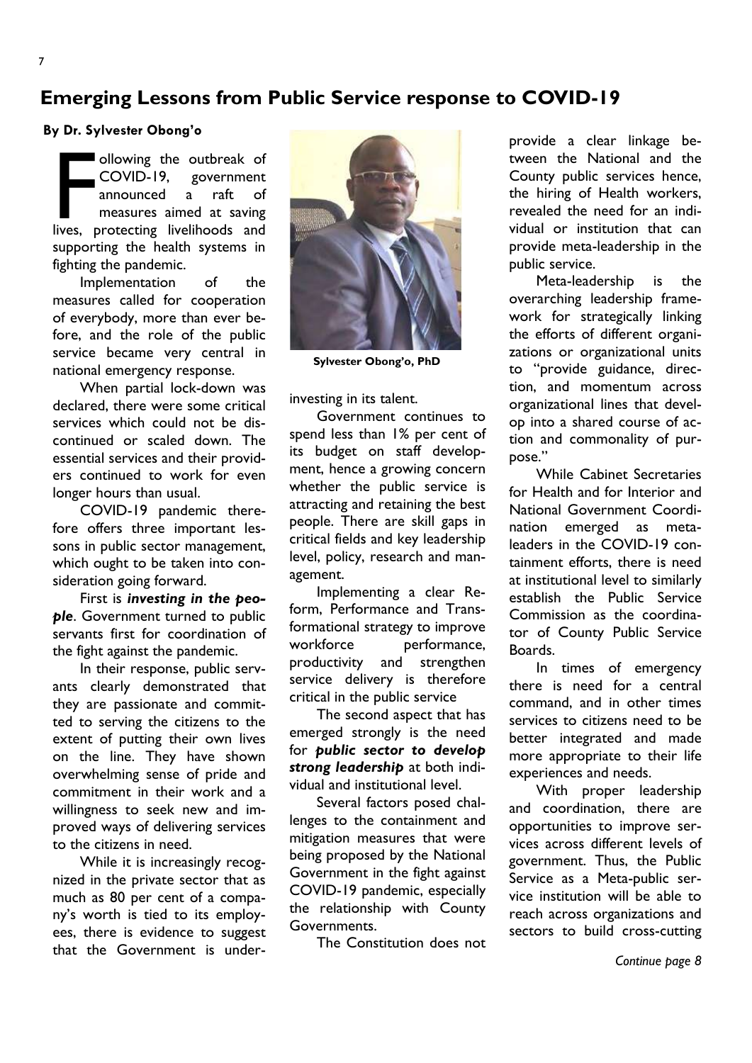## Emerging Lessons from Public Service response to COVID-19

**By Dr. Sylvester Obong'o**

Following the outbreak of COVID-19, government announced a raft of measures aimed at saving lives, protecting livelihoods and supporting the health systems in fighting the pandemic.

Implementation of the measures called for cooperation of everybody, more than ever before, and the role of the public service became very central in national emergency response.

When partial lock-down was declared, there were some critical services which could not be discontinued or scaled down. The essential services and their providers continued to work for even longer hours than usual.

COVID-19 pandemic therefore offers three important lessons in public sector management, which ought to be taken into consideration going forward.

First is ***investing in the people***. Government turned to public servants first for coordination of the fight against the pandemic.

In their response, public servants clearly demonstrated that they are passionate and committed to serving the citizens to the extent of putting their own lives on the line. They have shown overwhelming sense of pride and commitment in their work and a willingness to seek new and improved ways of delivering services to the citizens in need.

While it is increasingly recognized in the private sector that as much as 80 per cent of a company's worth is tied to its employees, there is evidence to suggest that the Government is under-investing in its talent.

**Sylvester Obong'o, PhD**

Government continues to spend less than 1% per cent of its budget on staff development, hence a growing concern whether the public service is attracting and retaining the best people. There are skill gaps in critical fields and key leadership level, policy, research and management.

Implementing a clear Reform, Performance and Transformational strategy to improve workforce performance, productivity and strengthen service delivery is therefore critical in the public service

The second aspect that has emerged strongly is the need for ***public sector to develop strong leadership*** at both individual and institutional level.

Several factors posed challenges to the containment and mitigation measures that were being proposed by the National Government in the fight against COVID-19 pandemic, especially the relationship with County Governments.

The Constitution does not provide a clear linkage between the National and the County public services hence, the hiring of Health workers, revealed the need for an individual or institution that can provide meta-leadership in the public service.

Meta-leadership is the overarching leadership framework for strategically linking the efforts of different organizations or organizational units to "provide guidance, direction, and momentum across organizational lines that develop into a shared course of action and commonality of purpose."

While Cabinet Secretaries for Health and for Interior and National Government Coordination emerged as meta-leaders in the COVID-19 containment efforts, there is need at institutional level to similarly establish the Public Service Commission as the coordinator of County Public Service Boards.

In times of emergency there is need for a central command, and in other times services to citizens need to be better integrated and made more appropriate to their life experiences and needs.

With proper leadership and coordination, there are opportunities to improve services across different levels of government. Thus, the Public Service as a Meta-public service institution will be able to reach across organizations and sectors to build cross-cutting

*Continue page 8*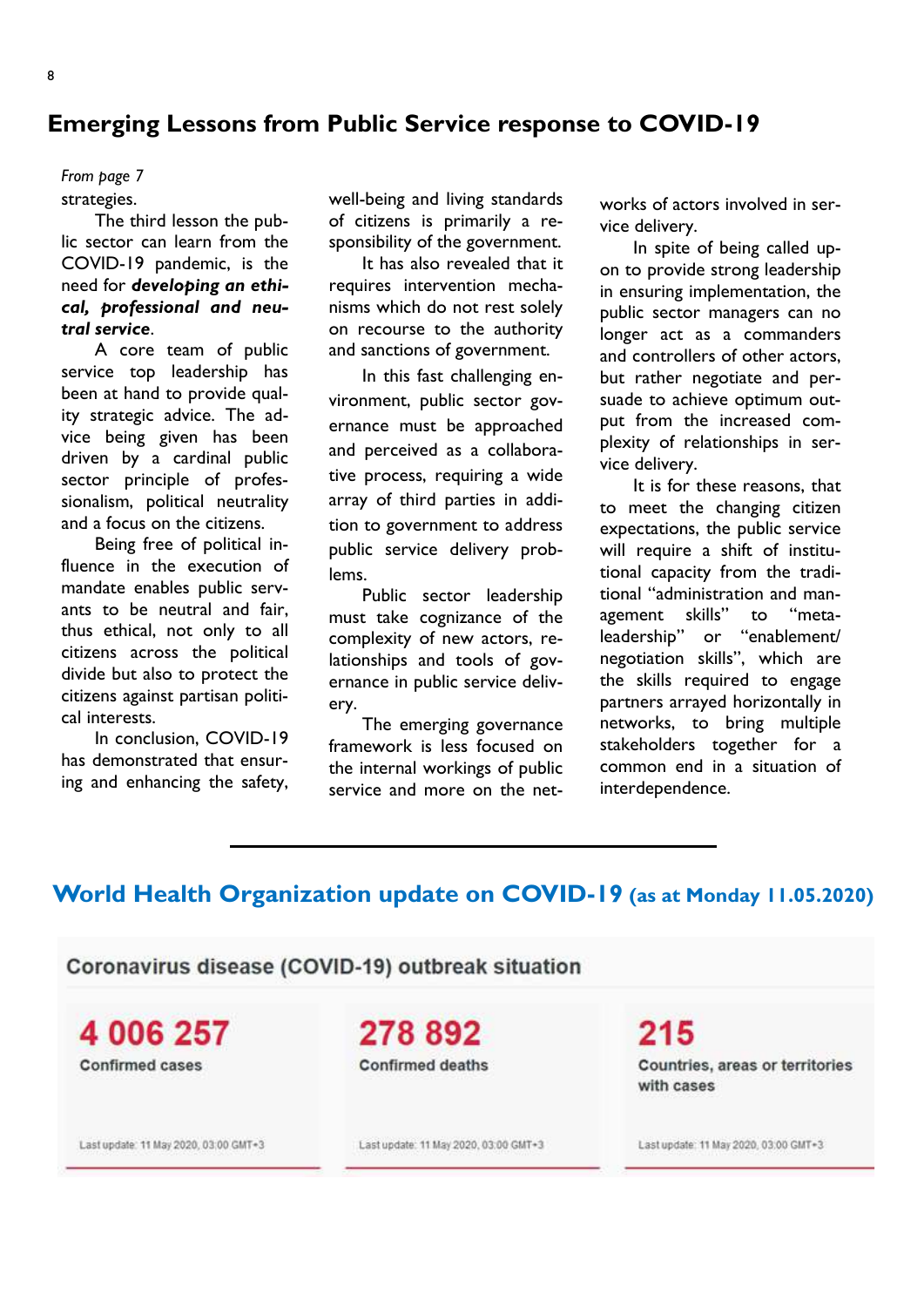## Emerging Lessons from Public Service response to COVID-19

*From page 7*

strategies.

The third lesson the public sector can learn from the COVID-19 pandemic, is the need for ***developing an ethical, professional and neutral service***.

A core team of public service top leadership has been at hand to provide quality strategic advice. The advice being given has been driven by a cardinal public sector principle of professionalism, political neutrality and a focus on the citizens.

Being free of political influence in the execution of mandate enables public servants to be neutral and fair, thus ethical, not only to all citizens across the political divide but also to protect the citizens against partisan political interests.

In conclusion, COVID-19 has demonstrated that ensuring and enhancing the safety, well-being and living standards of citizens is primarily a responsibility of the government.

It has also revealed that it requires intervention mechanisms which do not rest solely on recourse to the authority and sanctions of government.

In this fast challenging environment, public sector governance must be approached and perceived as a collaborative process, requiring a wide array of third parties in addition to government to address public service delivery problems.

Public sector leadership must take cognizance of the complexity of new actors, relationships and tools of governance in public service delivery.

The emerging governance framework is less focused on the internal workings of public service and more on the networks of actors involved in service delivery.

In spite of being called upon to provide strong leadership in ensuring implementation, the public sector managers can no longer act as a commanders and controllers of other actors, but rather negotiate and persuade to achieve optimum output from the increased complexity of relationships in service delivery.

It is for these reasons, that to meet the changing citizen expectations, the public service will require a shift of institutional capacity from the traditional "administration and management skills" to "meta-leadership" or "enablement/negotiation skills", which are the skills required to engage partners arrayed horizontally in networks, to bring multiple stakeholders together for a common end in a situation of interdependence.

---

## World Health Organization update on COVID-19 (as at Monday 11.05.2020)

### Coronavirus disease (COVID-19) outbreak situation

**4 006 257**
Confirmed cases
Last update: 11 May 2020, 03:00 GMT+3

**278 892**
Confirmed deaths
Last update: 11 May 2020, 03:00 GMT+3

**215**
Countries, areas or territories with cases
Last update: 11 May 2020, 03:00 GMT+3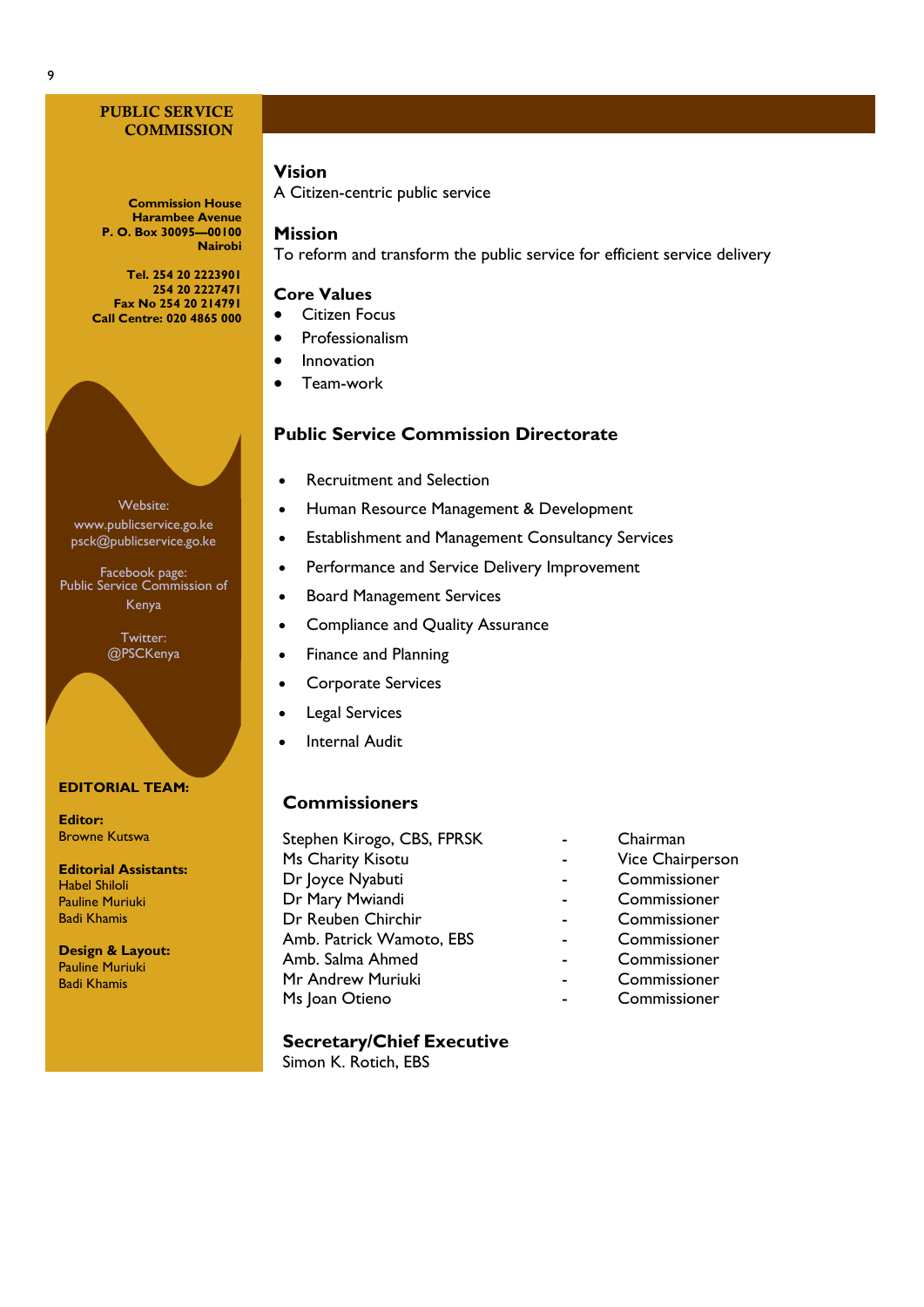**PUBLIC SERVICE COMMISSION**

**Commission House**
**Harambee Avenue**
**P. O. Box 30095—00100**
**Nairobi**

**Tel. 254 20 2223901**
**254 20 2227471**
**Fax No 254 20 214791**
**Call Centre: 020 4865 000**

Website:
www.publicservice.go.ke
psck@publicservice.go.ke

Facebook page:
Public Service Commission of Kenya

Twitter:
@PSCKenya

**EDITORIAL TEAM:**

**Editor:**
Browne Kutswa

**Editorial Assistants:**
Habel Shiloli
Pauline Muriuki
Badi Khamis

**Design & Layout:**
Pauline Muriuki
Badi Khamis

## Vision

A Citizen-centric public service

## Mission

To reform and transform the public service for efficient service delivery

## Core Values

- Citizen Focus
- Professionalism
- Innovation
- Team-work

## Public Service Commission Directorate

- Recruitment and Selection
- Human Resource Management & Development
- Establishment and Management Consultancy Services
- Performance and Service Delivery Improvement
- Board Management Services
- Compliance and Quality Assurance
- Finance and Planning
- Corporate Services
- Legal Services
- Internal Audit

## Commissioners

| | | |
|---|---|---|
| Stephen Kirogo, CBS, FPRSK | - | Chairman |
| Ms Charity Kisotu | - | Vice Chairperson |
| Dr Joyce Nyabuti | - | Commissioner |
| Dr Mary Mwiandi | - | Commissioner |
| Dr Reuben Chirchir | - | Commissioner |
| Amb. Patrick Wamoto, EBS | - | Commissioner |
| Amb. Salma Ahmed | - | Commissioner |
| Mr Andrew Muriuki | - | Commissioner |
| Ms Joan Otieno | - | Commissioner |

## Secretary/Chief Executive

Simon K. Rotich, EBS